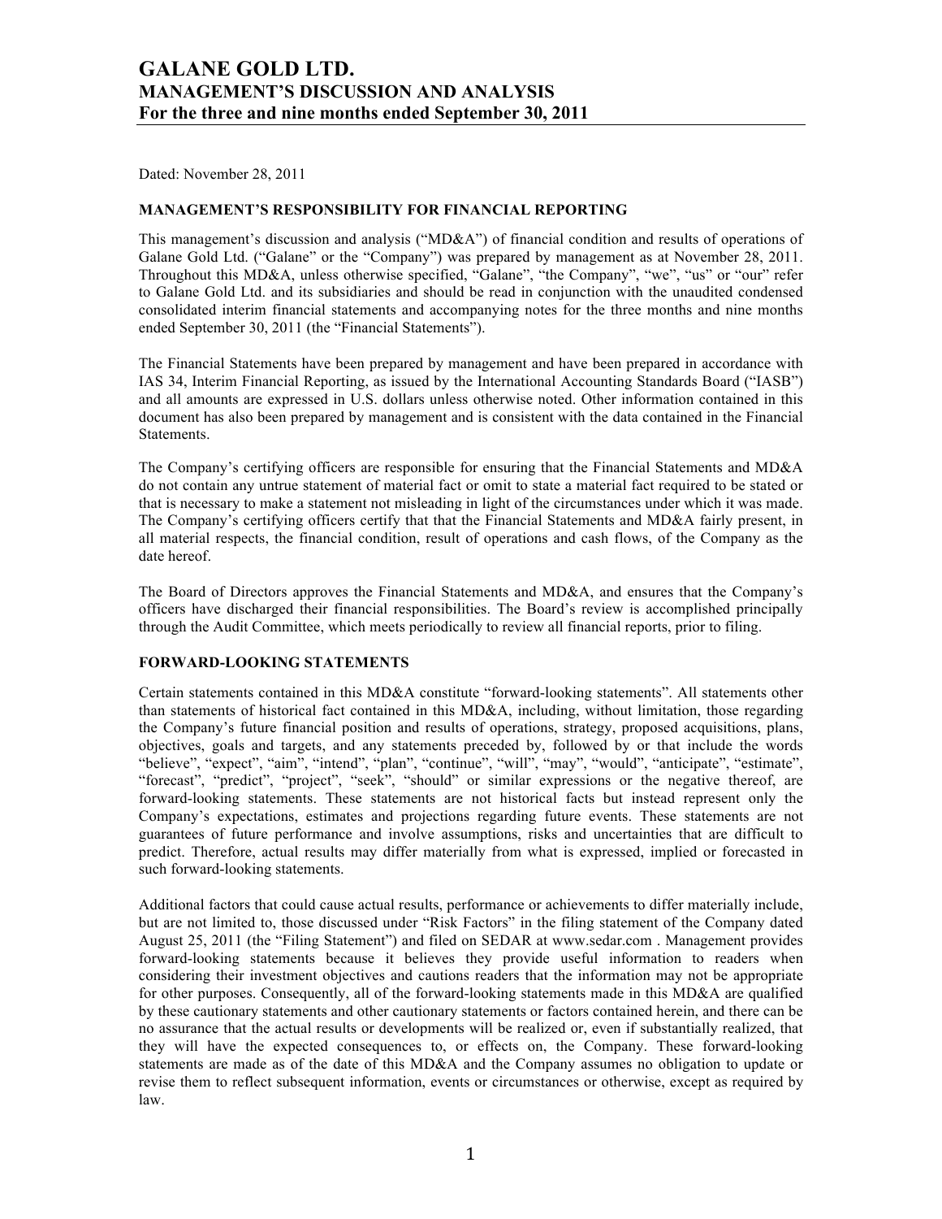# GALANE GOLD LTD.
# MANAGEMENT'S DISCUSSION AND ANALYSIS
# For the three and nine months ended September 30, 2011

Dated: November 28, 2011

## MANAGEMENT'S RESPONSIBILITY FOR FINANCIAL REPORTING

This management's discussion and analysis ("MD&A") of financial condition and results of operations of Galane Gold Ltd. ("Galane" or the "Company") was prepared by management as at November 28, 2011. Throughout this MD&A, unless otherwise specified, "Galane", "the Company", "we", "us" or "our" refer to Galane Gold Ltd. and its subsidiaries and should be read in conjunction with the unaudited condensed consolidated interim financial statements and accompanying notes for the three months and nine months ended September 30, 2011 (the "Financial Statements").

The Financial Statements have been prepared by management and have been prepared in accordance with IAS 34, Interim Financial Reporting, as issued by the International Accounting Standards Board ("IASB") and all amounts are expressed in U.S. dollars unless otherwise noted. Other information contained in this document has also been prepared by management and is consistent with the data contained in the Financial Statements.

The Company's certifying officers are responsible for ensuring that the Financial Statements and MD&A do not contain any untrue statement of material fact or omit to state a material fact required to be stated or that is necessary to make a statement not misleading in light of the circumstances under which it was made. The Company's certifying officers certify that that the Financial Statements and MD&A fairly present, in all material respects, the financial condition, result of operations and cash flows, of the Company as the date hereof.

The Board of Directors approves the Financial Statements and MD&A, and ensures that the Company's officers have discharged their financial responsibilities. The Board's review is accomplished principally through the Audit Committee, which meets periodically to review all financial reports, prior to filing.

## FORWARD-LOOKING STATEMENTS

Certain statements contained in this MD&A constitute "forward-looking statements". All statements other than statements of historical fact contained in this MD&A, including, without limitation, those regarding the Company's future financial position and results of operations, strategy, proposed acquisitions, plans, objectives, goals and targets, and any statements preceded by, followed by or that include the words "believe", "expect", "aim", "intend", "plan", "continue", "will", "may", "would", "anticipate", "estimate", "forecast", "predict", "project", "seek", "should" or similar expressions or the negative thereof, are forward-looking statements. These statements are not historical facts but instead represent only the Company's expectations, estimates and projections regarding future events. These statements are not guarantees of future performance and involve assumptions, risks and uncertainties that are difficult to predict. Therefore, actual results may differ materially from what is expressed, implied or forecasted in such forward-looking statements.

Additional factors that could cause actual results, performance or achievements to differ materially include, but are not limited to, those discussed under "Risk Factors" in the filing statement of the Company dated August 25, 2011 (the "Filing Statement") and filed on SEDAR at www.sedar.com . Management provides forward-looking statements because it believes they provide useful information to readers when considering their investment objectives and cautions readers that the information may not be appropriate for other purposes. Consequently, all of the forward-looking statements made in this MD&A are qualified by these cautionary statements and other cautionary statements or factors contained herein, and there can be no assurance that the actual results or developments will be realized or, even if substantially realized, that they will have the expected consequences to, or effects on, the Company. These forward-looking statements are made as of the date of this MD&A and the Company assumes no obligation to update or revise them to reflect subsequent information, events or circumstances or otherwise, except as required by law.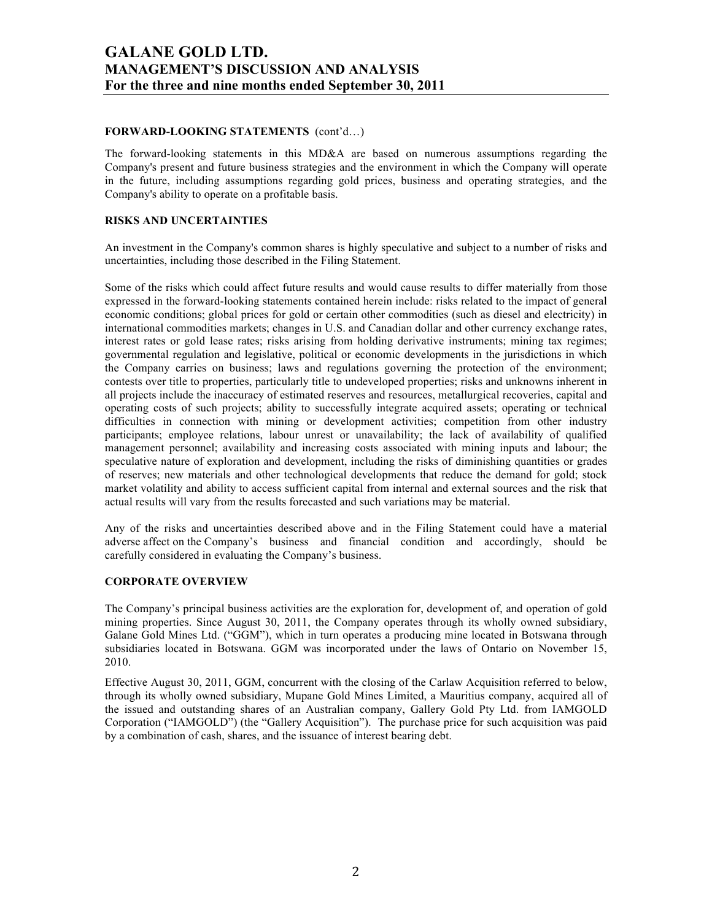## FORWARD-LOOKING STATEMENTS (cont'd…)

The forward-looking statements in this MD&A are based on numerous assumptions regarding the Company's present and future business strategies and the environment in which the Company will operate in the future, including assumptions regarding gold prices, business and operating strategies, and the Company's ability to operate on a profitable basis.

## RISKS AND UNCERTAINTIES

An investment in the Company's common shares is highly speculative and subject to a number of risks and uncertainties, including those described in the Filing Statement.

Some of the risks which could affect future results and would cause results to differ materially from those expressed in the forward-looking statements contained herein include: risks related to the impact of general economic conditions; global prices for gold or certain other commodities (such as diesel and electricity) in international commodities markets; changes in U.S. and Canadian dollar and other currency exchange rates, interest rates or gold lease rates; risks arising from holding derivative instruments; mining tax regimes; governmental regulation and legislative, political or economic developments in the jurisdictions in which the Company carries on business; laws and regulations governing the protection of the environment; contests over title to properties, particularly title to undeveloped properties; risks and unknowns inherent in all projects include the inaccuracy of estimated reserves and resources, metallurgical recoveries, capital and operating costs of such projects; ability to successfully integrate acquired assets; operating or technical difficulties in connection with mining or development activities; competition from other industry participants; employee relations, labour unrest or unavailability; the lack of availability of qualified management personnel; availability and increasing costs associated with mining inputs and labour; the speculative nature of exploration and development, including the risks of diminishing quantities or grades of reserves; new materials and other technological developments that reduce the demand for gold; stock market volatility and ability to access sufficient capital from internal and external sources and the risk that actual results will vary from the results forecasted and such variations may be material.

Any of the risks and uncertainties described above and in the Filing Statement could have a material adverse affect on the Company's business and financial condition and accordingly, should be carefully considered in evaluating the Company's business.

## CORPORATE OVERVIEW

The Company's principal business activities are the exploration for, development of, and operation of gold mining properties. Since August 30, 2011, the Company operates through its wholly owned subsidiary, Galane Gold Mines Ltd. ("GGM"), which in turn operates a producing mine located in Botswana through subsidiaries located in Botswana. GGM was incorporated under the laws of Ontario on November 15, 2010.

Effective August 30, 2011, GGM, concurrent with the closing of the Carlaw Acquisition referred to below, through its wholly owned subsidiary, Mupane Gold Mines Limited, a Mauritius company, acquired all of the issued and outstanding shares of an Australian company, Gallery Gold Pty Ltd. from IAMGOLD Corporation ("IAMGOLD") (the "Gallery Acquisition"). The purchase price for such acquisition was paid by a combination of cash, shares, and the issuance of interest bearing debt.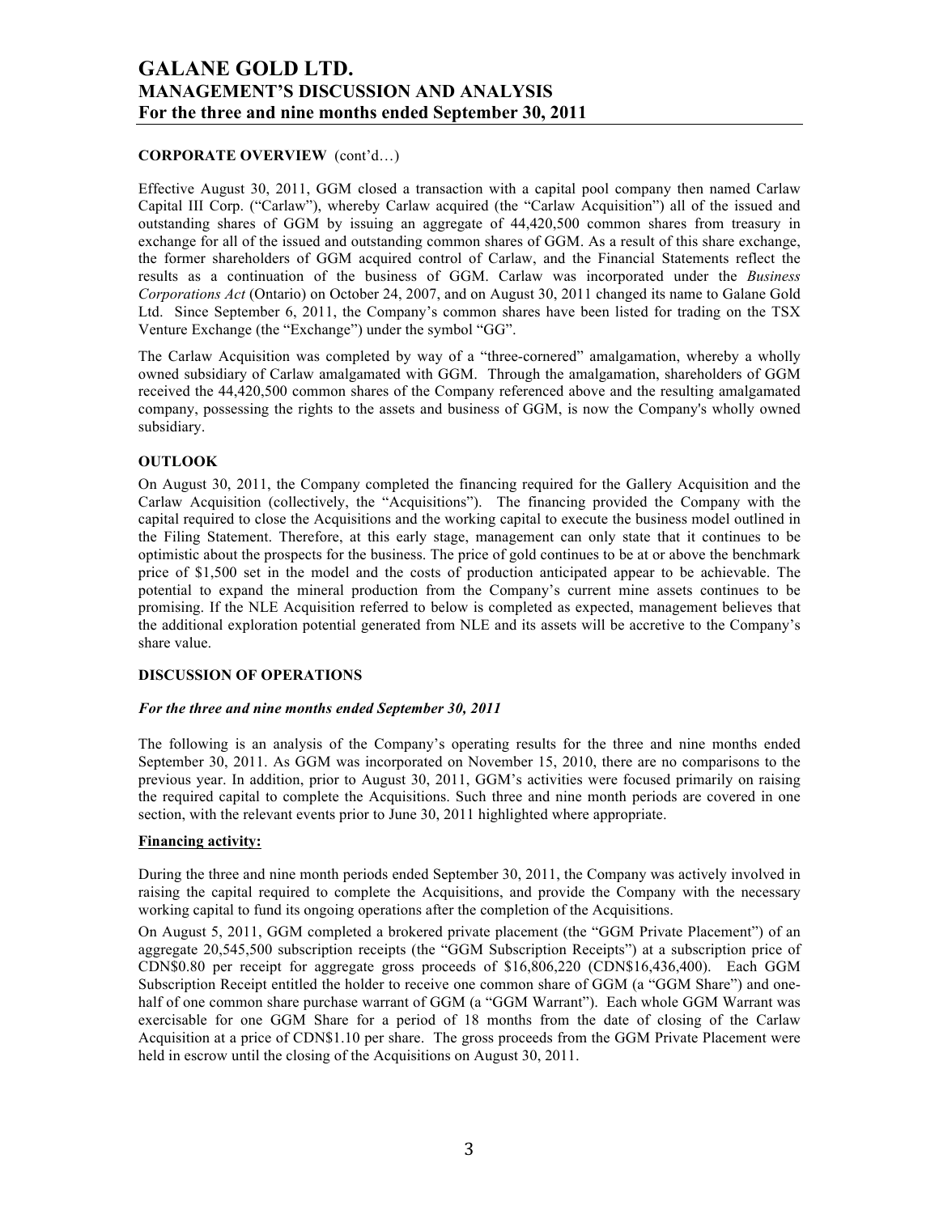**CORPORATE OVERVIEW** (cont'd…)

Effective August 30, 2011, GGM closed a transaction with a capital pool company then named Carlaw Capital III Corp. ("Carlaw"), whereby Carlaw acquired (the "Carlaw Acquisition") all of the issued and outstanding shares of GGM by issuing an aggregate of 44,420,500 common shares from treasury in exchange for all of the issued and outstanding common shares of GGM. As a result of this share exchange, the former shareholders of GGM acquired control of Carlaw, and the Financial Statements reflect the results as a continuation of the business of GGM. Carlaw was incorporated under the *Business Corporations Act* (Ontario) on October 24, 2007, and on August 30, 2011 changed its name to Galane Gold Ltd. Since September 6, 2011, the Company's common shares have been listed for trading on the TSX Venture Exchange (the "Exchange") under the symbol "GG".

The Carlaw Acquisition was completed by way of a "three-cornered" amalgamation, whereby a wholly owned subsidiary of Carlaw amalgamated with GGM. Through the amalgamation, shareholders of GGM received the 44,420,500 common shares of the Company referenced above and the resulting amalgamated company, possessing the rights to the assets and business of GGM, is now the Company's wholly owned subsidiary.

**OUTLOOK**

On August 30, 2011, the Company completed the financing required for the Gallery Acquisition and the Carlaw Acquisition (collectively, the "Acquisitions"). The financing provided the Company with the capital required to close the Acquisitions and the working capital to execute the business model outlined in the Filing Statement. Therefore, at this early stage, management can only state that it continues to be optimistic about the prospects for the business. The price of gold continues to be at or above the benchmark price of $1,500 set in the model and the costs of production anticipated appear to be achievable. The potential to expand the mineral production from the Company's current mine assets continues to be promising. If the NLE Acquisition referred to below is completed as expected, management believes that the additional exploration potential generated from NLE and its assets will be accretive to the Company's share value.

**DISCUSSION OF OPERATIONS**

***For the three and nine months ended September 30, 2011***

The following is an analysis of the Company's operating results for the three and nine months ended September 30, 2011. As GGM was incorporated on November 15, 2010, there are no comparisons to the previous year. In addition, prior to August 30, 2011, GGM's activities were focused primarily on raising the required capital to complete the Acquisitions. Such three and nine month periods are covered in one section, with the relevant events prior to June 30, 2011 highlighted where appropriate.

**Financing activity:**

During the three and nine month periods ended September 30, 2011, the Company was actively involved in raising the capital required to complete the Acquisitions, and provide the Company with the necessary working capital to fund its ongoing operations after the completion of the Acquisitions.

On August 5, 2011, GGM completed a brokered private placement (the "GGM Private Placement") of an aggregate 20,545,500 subscription receipts (the "GGM Subscription Receipts") at a subscription price of CDN$0.80 per receipt for aggregate gross proceeds of $16,806,220 (CDN$16,436,400). Each GGM Subscription Receipt entitled the holder to receive one common share of GGM (a "GGM Share") and one-half of one common share purchase warrant of GGM (a "GGM Warrant"). Each whole GGM Warrant was exercisable for one GGM Share for a period of 18 months from the date of closing of the Carlaw Acquisition at a price of CDN$1.10 per share. The gross proceeds from the GGM Private Placement were held in escrow until the closing of the Acquisitions on August 30, 2011.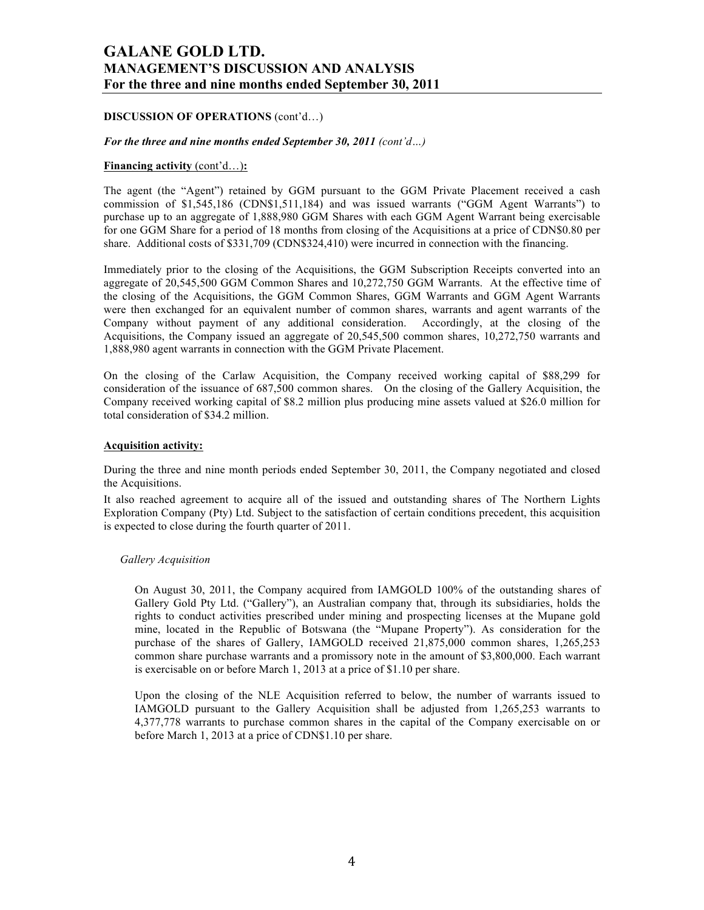**DISCUSSION OF OPERATIONS** (cont'd…)

***For the three and nine months ended September 30, 2011** (cont'd…)*

**Financing activity** (cont'd…)**:**

The agent (the "Agent") retained by GGM pursuant to the GGM Private Placement received a cash commission of $1,545,186 (CDN$1,511,184) and was issued warrants ("GGM Agent Warrants") to purchase up to an aggregate of 1,888,980 GGM Shares with each GGM Agent Warrant being exercisable for one GGM Share for a period of 18 months from closing of the Acquisitions at a price of CDN$0.80 per share. Additional costs of $331,709 (CDN$324,410) were incurred in connection with the financing.

Immediately prior to the closing of the Acquisitions, the GGM Subscription Receipts converted into an aggregate of 20,545,500 GGM Common Shares and 10,272,750 GGM Warrants. At the effective time of the closing of the Acquisitions, the GGM Common Shares, GGM Warrants and GGM Agent Warrants were then exchanged for an equivalent number of common shares, warrants and agent warrants of the Company without payment of any additional consideration. Accordingly, at the closing of the Acquisitions, the Company issued an aggregate of 20,545,500 common shares, 10,272,750 warrants and 1,888,980 agent warrants in connection with the GGM Private Placement.

On the closing of the Carlaw Acquisition, the Company received working capital of $88,299 for consideration of the issuance of 687,500 common shares. On the closing of the Gallery Acquisition, the Company received working capital of $8.2 million plus producing mine assets valued at $26.0 million for total consideration of $34.2 million.

**Acquisition activity:**

During the three and nine month periods ended September 30, 2011, the Company negotiated and closed the Acquisitions.

It also reached agreement to acquire all of the issued and outstanding shares of The Northern Lights Exploration Company (Pty) Ltd. Subject to the satisfaction of certain conditions precedent, this acquisition is expected to close during the fourth quarter of 2011.

*Gallery Acquisition*

On August 30, 2011, the Company acquired from IAMGOLD 100% of the outstanding shares of Gallery Gold Pty Ltd. ("Gallery"), an Australian company that, through its subsidiaries, holds the rights to conduct activities prescribed under mining and prospecting licenses at the Mupane gold mine, located in the Republic of Botswana (the "Mupane Property"). As consideration for the purchase of the shares of Gallery, IAMGOLD received 21,875,000 common shares, 1,265,253 common share purchase warrants and a promissory note in the amount of $3,800,000. Each warrant is exercisable on or before March 1, 2013 at a price of $1.10 per share.

Upon the closing of the NLE Acquisition referred to below, the number of warrants issued to IAMGOLD pursuant to the Gallery Acquisition shall be adjusted from 1,265,253 warrants to 4,377,778 warrants to purchase common shares in the capital of the Company exercisable on or before March 1, 2013 at a price of CDN$1.10 per share.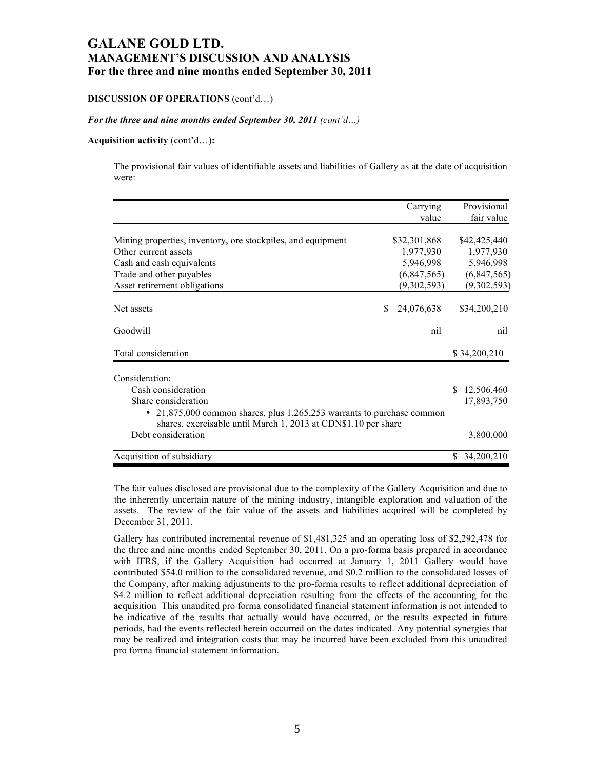**DISCUSSION OF OPERATIONS** (cont'd…)

***For the three and nine months ended September 30, 2011** (cont'd…)*

**Acquisition activity** (cont'd…)**:**

The provisional fair values of identifiable assets and liabilities of Gallery as at the date of acquisition were:

| | Carrying value | Provisional fair value |
|---|---|---|
| Mining properties, inventory, ore stockpiles, and equipment | $32,301,868 | $42,425,440 |
| Other current assets | 1,977,930 | 1,977,930 |
| Cash and cash equivalents | 5,946,998 | 5,946,998 |
| Trade and other payables | (6,847,565) | (6,847,565) |
| Asset retirement obligations | (9,302,593) | (9,302,593) |
| Net assets | $ 24,076,638 | $34,200,210 |
| Goodwill | nil | nil |
| Total consideration | | $ 34,200,210 |

| | |
|---|---|
| Consideration: | |
| Cash consideration | $ 12,506,460 |
| Share consideration | 17,893,750 |
| • 21,875,000 common shares, plus 1,265,253 warrants to purchase common shares, exercisable until March 1, 2013 at CDN$1.10 per share | |
| Debt consideration | 3,800,000 |
| Acquisition of subsidiary | $ 34,200,210 |

The fair values disclosed are provisional due to the complexity of the Gallery Acquisition and due to the inherently uncertain nature of the mining industry, intangible exploration and valuation of the assets. The review of the fair value of the assets and liabilities acquired will be completed by December 31, 2011.

Gallery has contributed incremental revenue of $1,481,325 and an operating loss of $2,292,478 for the three and nine months ended September 30, 2011. On a pro-forma basis prepared in accordance with IFRS, if the Gallery Acquisition had occurred at January 1, 2011 Gallery would have contributed $54.0 million to the consolidated revenue, and $0.2 million to the consolidated losses of the Company, after making adjustments to the pro-forma results to reflect additional depreciation of $4.2 million to reflect additional depreciation resulting from the effects of the accounting for the acquisition This unaudited pro forma consolidated financial statement information is not intended to be indicative of the results that actually would have occurred, or the results expected in future periods, had the events reflected herein occurred on the dates indicated. Any potential synergies that may be realized and integration costs that may be incurred have been excluded from this unaudited pro forma financial statement information.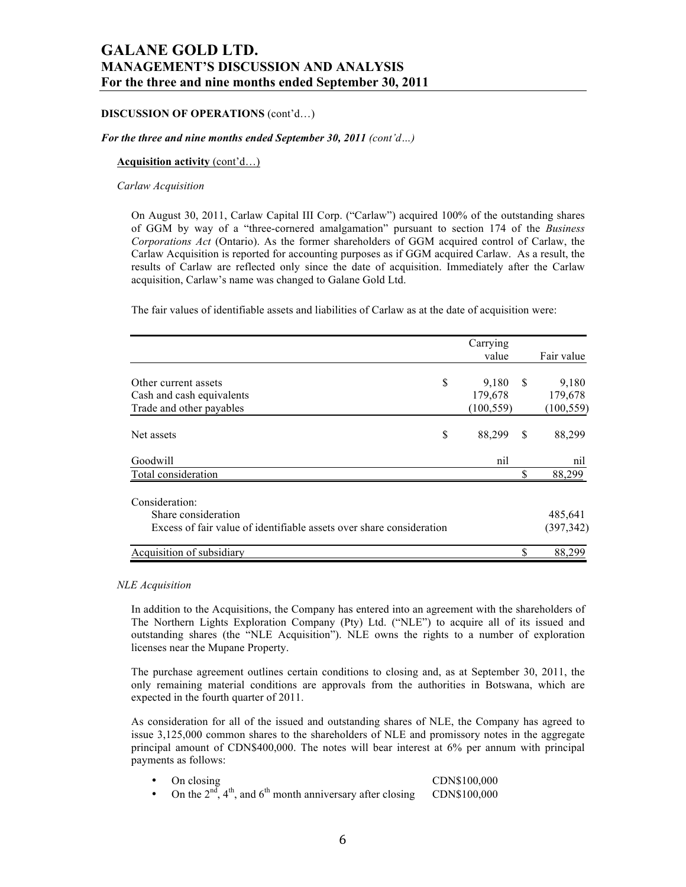**DISCUSSION OF OPERATIONS** (cont'd…)

***For the three and nine months ended September 30, 2011*** *(cont'd…)*

**Acquisition activity** (cont'd…)

*Carlaw Acquisition*

On August 30, 2011, Carlaw Capital III Corp. ("Carlaw") acquired 100% of the outstanding shares of GGM by way of a "three-cornered amalgamation" pursuant to section 174 of the *Business Corporations Act* (Ontario). As the former shareholders of GGM acquired control of Carlaw, the Carlaw Acquisition is reported for accounting purposes as if GGM acquired Carlaw. As a result, the results of Carlaw are reflected only since the date of acquisition. Immediately after the Carlaw acquisition, Carlaw's name was changed to Galane Gold Ltd.

The fair values of identifiable assets and liabilities of Carlaw as at the date of acquisition were:

| | Carrying value | Fair value |
|---|---|---|
| Other current assets | $ 9,180 | $ 9,180 |
| Cash and cash equivalents | 179,678 | 179,678 |
| Trade and other payables | (100,559) | (100,559) |
| Net assets | $ 88,299 | $ 88,299 |
| Goodwill | nil | nil |
| Total consideration | | $ 88,299 |
| Consideration: | | |
| Share consideration | | 485,641 |
| Excess of fair value of identifiable assets over share consideration | | (397,342) |
| Acquisition of subsidiary | | $ 88,299 |

*NLE Acquisition*

In addition to the Acquisitions, the Company has entered into an agreement with the shareholders of The Northern Lights Exploration Company (Pty) Ltd. ("NLE") to acquire all of its issued and outstanding shares (the "NLE Acquisition"). NLE owns the rights to a number of exploration licenses near the Mupane Property.

The purchase agreement outlines certain conditions to closing and, as at September 30, 2011, the only remaining material conditions are approvals from the authorities in Botswana, which are expected in the fourth quarter of 2011.

As consideration for all of the issued and outstanding shares of NLE, the Company has agreed to issue 3,125,000 common shares to the shareholders of NLE and promissory notes in the aggregate principal amount of CDN$400,000. The notes will bear interest at 6% per annum with principal payments as follows:

- On closing CDN$100,000
- On the 2nd, 4th, and 6th month anniversary after closing CDN$100,000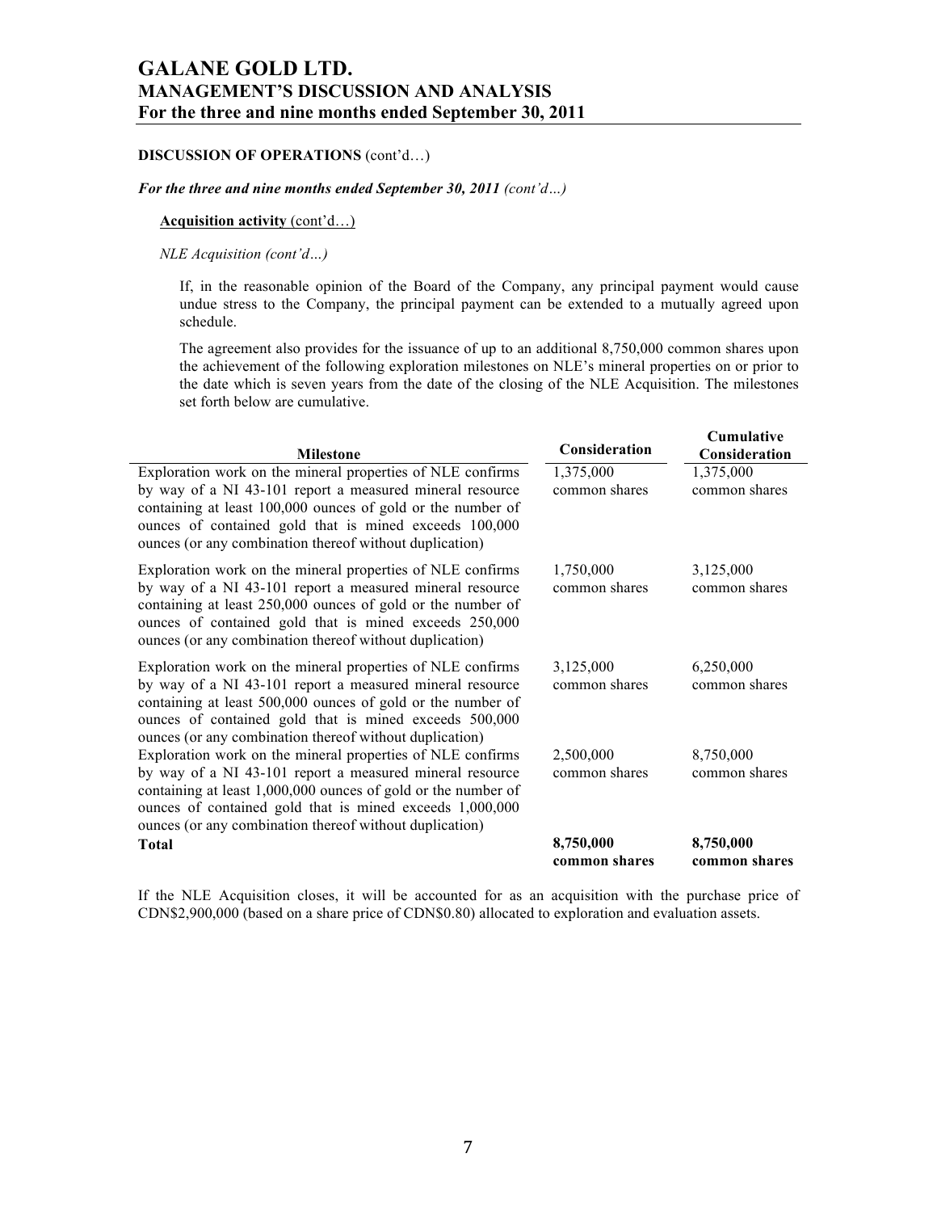**DISCUSSION OF OPERATIONS** (cont'd…)

***For the three and nine months ended September 30, 2011*** *(cont'd…)*

**Acquisition activity** (cont'd…)

*NLE Acquisition (cont'd…)*

If, in the reasonable opinion of the Board of the Company, any principal payment would cause undue stress to the Company, the principal payment can be extended to a mutually agreed upon schedule.

The agreement also provides for the issuance of up to an additional 8,750,000 common shares upon the achievement of the following exploration milestones on NLE's mineral properties on or prior to the date which is seven years from the date of the closing of the NLE Acquisition. The milestones set forth below are cumulative.

| Milestone | Consideration | Cumulative Consideration |
|---|---|---|
| Exploration work on the mineral properties of NLE confirms by way of a NI 43-101 report a measured mineral resource containing at least 100,000 ounces of gold or the number of ounces of contained gold that is mined exceeds 100,000 ounces (or any combination thereof without duplication) | 1,375,000 common shares | 1,375,000 common shares |
| Exploration work on the mineral properties of NLE confirms by way of a NI 43-101 report a measured mineral resource containing at least 250,000 ounces of gold or the number of ounces of contained gold that is mined exceeds 250,000 ounces (or any combination thereof without duplication) | 1,750,000 common shares | 3,125,000 common shares |
| Exploration work on the mineral properties of NLE confirms by way of a NI 43-101 report a measured mineral resource containing at least 500,000 ounces of gold or the number of ounces of contained gold that is mined exceeds 500,000 ounces (or any combination thereof without duplication) | 3,125,000 common shares | 6,250,000 common shares |
| Exploration work on the mineral properties of NLE confirms by way of a NI 43-101 report a measured mineral resource containing at least 1,000,000 ounces of gold or the number of ounces of contained gold that is mined exceeds 1,000,000 ounces (or any combination thereof without duplication) | 2,500,000 common shares | 8,750,000 common shares |
| **Total** | **8,750,000 common shares** | **8,750,000 common shares** |

If the NLE Acquisition closes, it will be accounted for as an acquisition with the purchase price of CDN$2,900,000 (based on a share price of CDN$0.80) allocated to exploration and evaluation assets.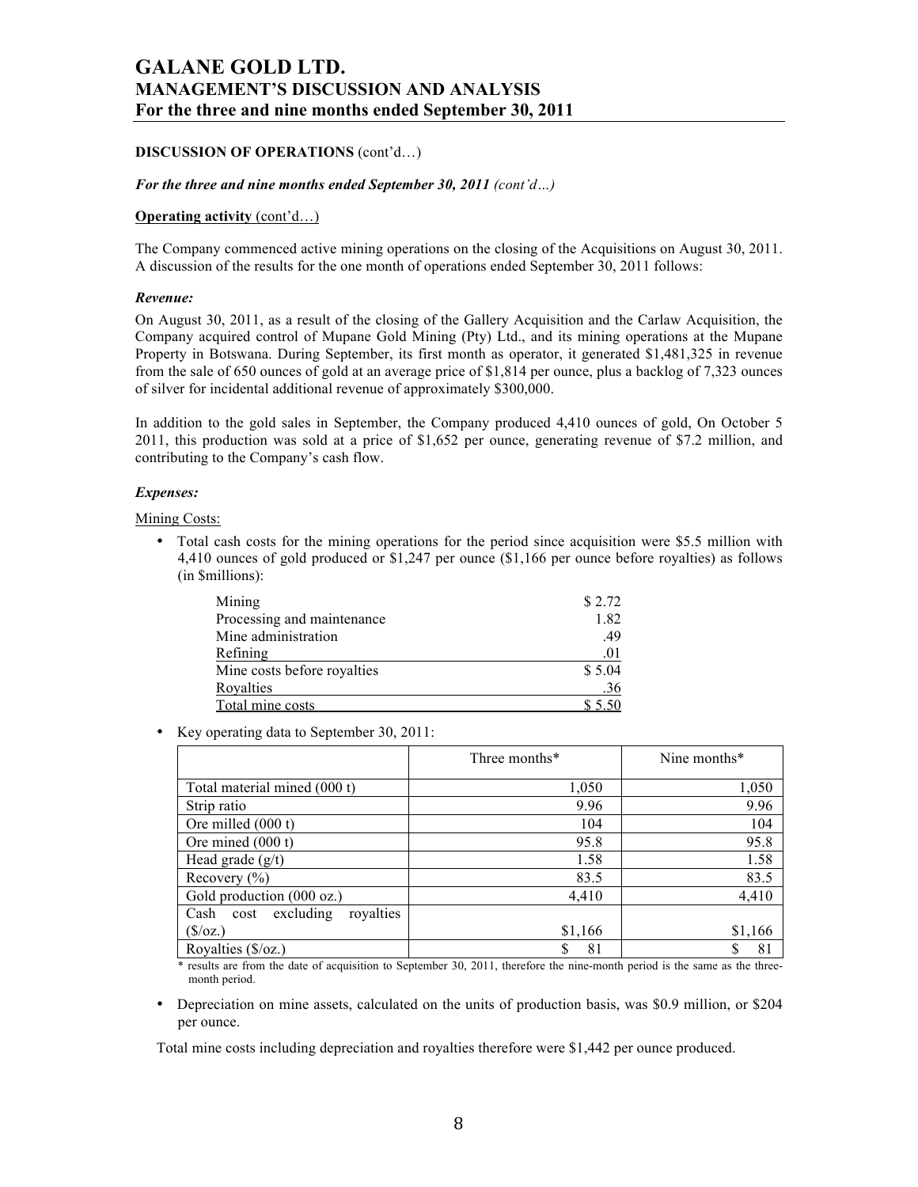**DISCUSSION OF OPERATIONS** (cont'd…)

***For the three and nine months ended September 30, 2011*** *(cont'd…)*

**Operating activity** (cont'd…)

The Company commenced active mining operations on the closing of the Acquisitions on August 30, 2011. A discussion of the results for the one month of operations ended September 30, 2011 follows:

***Revenue:***

On August 30, 2011, as a result of the closing of the Gallery Acquisition and the Carlaw Acquisition, the Company acquired control of Mupane Gold Mining (Pty) Ltd., and its mining operations at the Mupane Property in Botswana. During September, its first month as operator, it generated $1,481,325 in revenue from the sale of 650 ounces of gold at an average price of $1,814 per ounce, plus a backlog of 7,323 ounces of silver for incidental additional revenue of approximately $300,000.

In addition to the gold sales in September, the Company produced 4,410 ounces of gold, On October 5 2011, this production was sold at a price of $1,652 per ounce, generating revenue of $7.2 million, and contributing to the Company's cash flow.

***Expenses:***

Mining Costs:

- Total cash costs for the mining operations for the period since acquisition were $5.5 million with 4,410 ounces of gold produced or $1,247 per ounce ($1,166 per ounce before royalties) as follows (in $millions):

| | |
|---|---|
| Mining | $ 2.72 |
| Processing and maintenance | 1.82 |
| Mine administration | .49 |
| Refining | .01 |
| Mine costs before royalties | $ 5.04 |
| Royalties | .36 |
| Total mine costs | $ 5.50 |

- Key operating data to September 30, 2011:

| | Three months* | Nine months* |
|---|---|---|
| Total material mined (000 t) | 1,050 | 1,050 |
| Strip ratio | 9.96 | 9.96 |
| Ore milled (000 t) | 104 | 104 |
| Ore mined (000 t) | 95.8 | 95.8 |
| Head grade (g/t) | 1.58 | 1.58 |
| Recovery (%) | 83.5 | 83.5 |
| Gold production (000 oz.) | 4,410 | 4,410 |
| Cash cost excluding royalties ($/oz.) | $1,166 | $1,166 |
| Royalties ($/oz.) | $ 81 | $ 81 |

\* results are from the date of acquisition to September 30, 2011, therefore the nine-month period is the same as the three-month period.

- Depreciation on mine assets, calculated on the units of production basis, was $0.9 million, or $204 per ounce.

Total mine costs including depreciation and royalties therefore were $1,442 per ounce produced.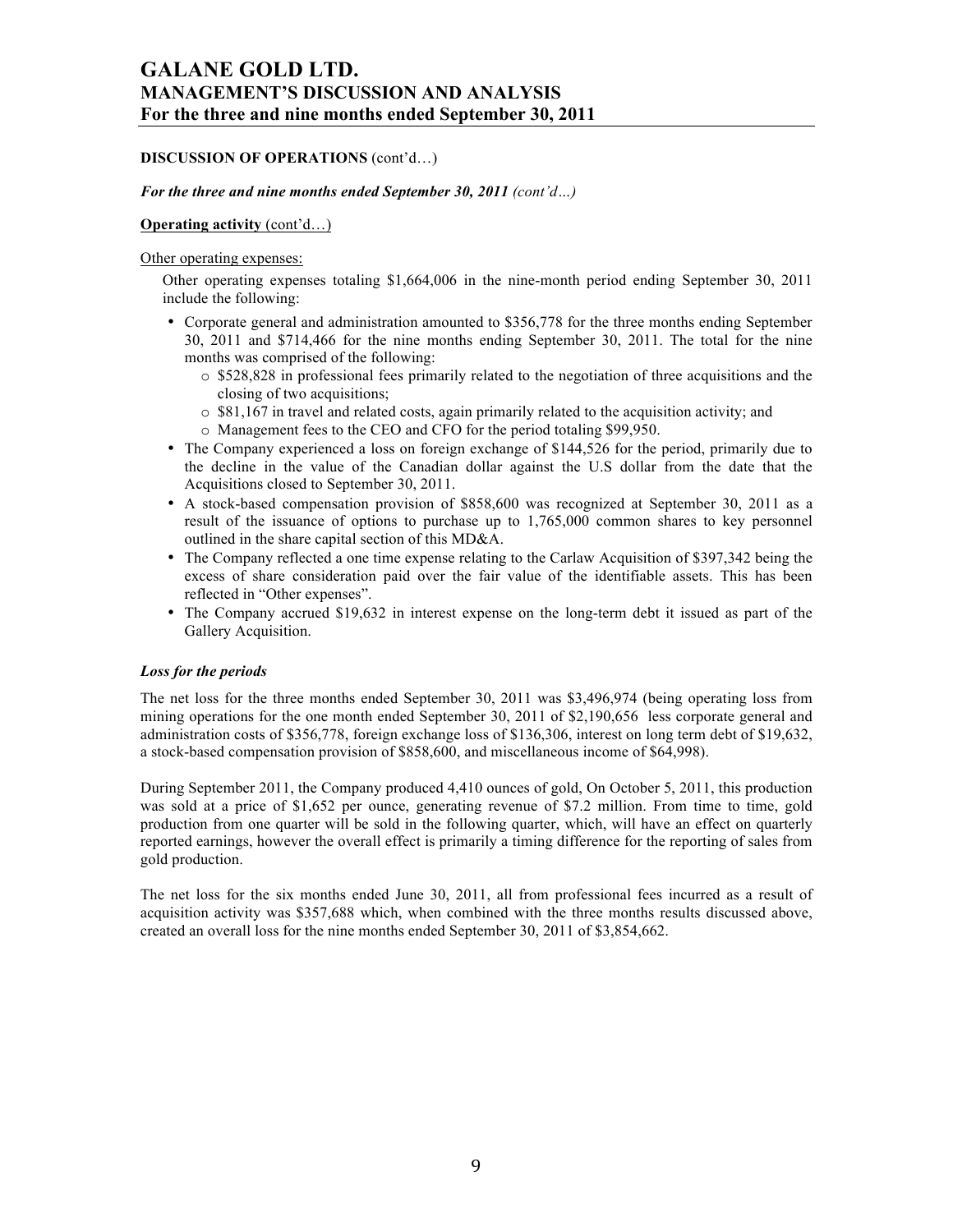**DISCUSSION OF OPERATIONS** (cont'd…)

***For the three and nine months ended September 30, 2011*** *(cont'd…)*

**Operating activity** (cont'd…)

Other operating expenses:

Other operating expenses totaling $1,664,006 in the nine-month period ending September 30, 2011 include the following:

- Corporate general and administration amounted to $356,778 for the three months ending September 30, 2011 and $714,466 for the nine months ending September 30, 2011. The total for the nine months was comprised of the following:
  - $528,828 in professional fees primarily related to the negotiation of three acquisitions and the closing of two acquisitions;
  - $81,167 in travel and related costs, again primarily related to the acquisition activity; and
  - Management fees to the CEO and CFO for the period totaling $99,950.
- The Company experienced a loss on foreign exchange of $144,526 for the period, primarily due to the decline in the value of the Canadian dollar against the U.S dollar from the date that the Acquisitions closed to September 30, 2011.
- A stock-based compensation provision of $858,600 was recognized at September 30, 2011 as a result of the issuance of options to purchase up to 1,765,000 common shares to key personnel outlined in the share capital section of this MD&A.
- The Company reflected a one time expense relating to the Carlaw Acquisition of $397,342 being the excess of share consideration paid over the fair value of the identifiable assets. This has been reflected in "Other expenses".
- The Company accrued $19,632 in interest expense on the long-term debt it issued as part of the Gallery Acquisition.

***Loss for the periods***

The net loss for the three months ended September 30, 2011 was $3,496,974 (being operating loss from mining operations for the one month ended September 30, 2011 of $2,190,656 less corporate general and administration costs of $356,778, foreign exchange loss of $136,306, interest on long term debt of $19,632, a stock-based compensation provision of $858,600, and miscellaneous income of $64,998).

During September 2011, the Company produced 4,410 ounces of gold, On October 5, 2011, this production was sold at a price of $1,652 per ounce, generating revenue of $7.2 million. From time to time, gold production from one quarter will be sold in the following quarter, which, will have an effect on quarterly reported earnings, however the overall effect is primarily a timing difference for the reporting of sales from gold production.

The net loss for the six months ended June 30, 2011, all from professional fees incurred as a result of acquisition activity was $357,688 which, when combined with the three months results discussed above, created an overall loss for the nine months ended September 30, 2011 of $3,854,662.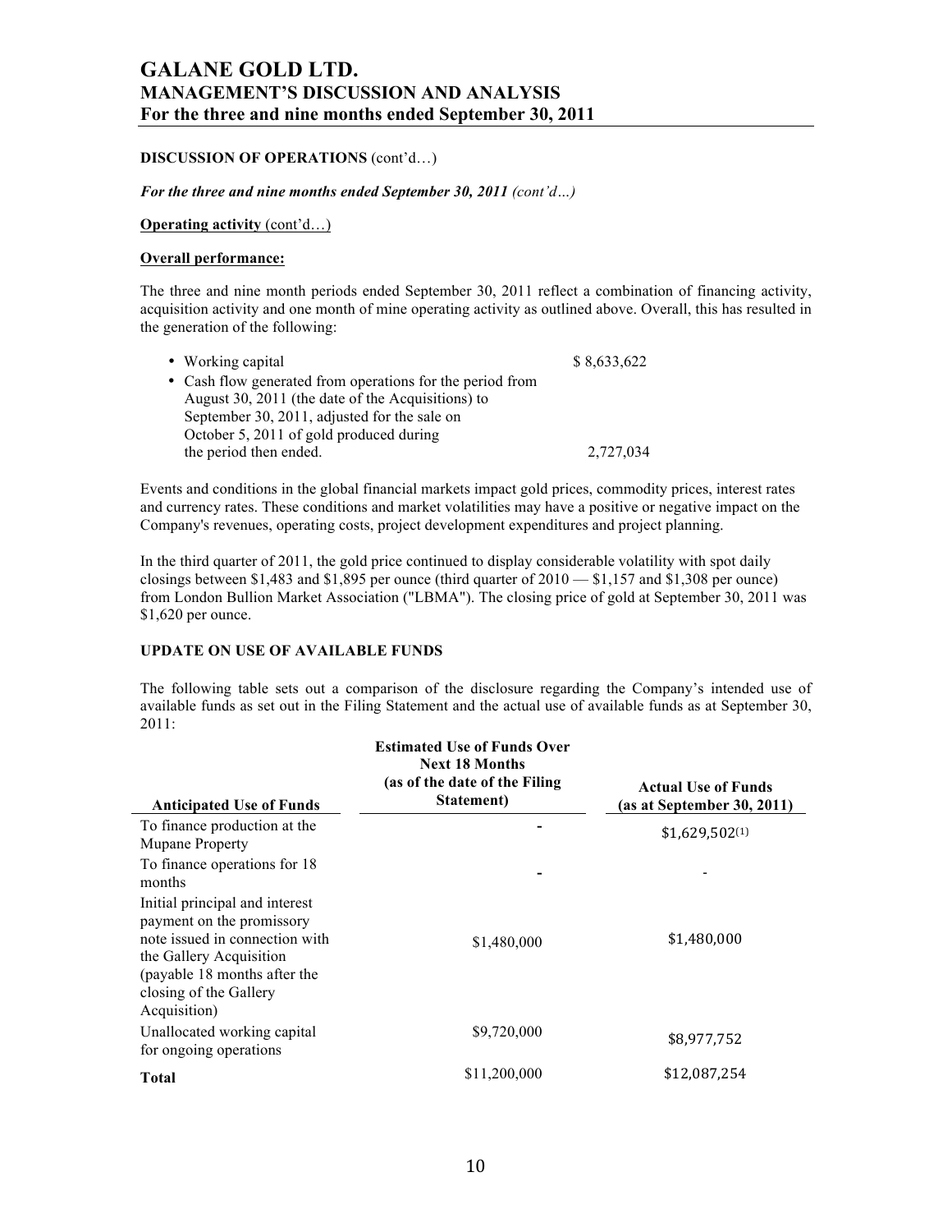**DISCUSSION OF OPERATIONS** (cont'd…)

***For the three and nine months ended September 30, 2011** (cont'd…)*

**Operating activity** (cont'd…)

**Overall performance:**

The three and nine month periods ended September 30, 2011 reflect a combination of financing activity, acquisition activity and one month of mine operating activity as outlined above. Overall, this has resulted in the generation of the following:

| | |
|---|---|
| • Working capital | $ 8,633,622 |
| • Cash flow generated from operations for the period from August 30, 2011 (the date of the Acquisitions) to September 30, 2011, adjusted for the sale on October 5, 2011 of gold produced during the period then ended. | 2,727,034 |

Events and conditions in the global financial markets impact gold prices, commodity prices, interest rates and currency rates. These conditions and market volatilities may have a positive or negative impact on the Company's revenues, operating costs, project development expenditures and project planning.

In the third quarter of 2011, the gold price continued to display considerable volatility with spot daily closings between $1,483 and $1,895 per ounce (third quarter of 2010 — $1,157 and $1,308 per ounce) from London Bullion Market Association ("LBMA"). The closing price of gold at September 30, 2011 was $1,620 per ounce.

**UPDATE ON USE OF AVAILABLE FUNDS**

The following table sets out a comparison of the disclosure regarding the Company's intended use of available funds as set out in the Filing Statement and the actual use of available funds as at September 30, 2011:

| Anticipated Use of Funds | Estimated Use of Funds Over Next 18 Months (as of the date of the Filing Statement) | Actual Use of Funds (as at September 30, 2011) |
|---|---|---|
| To finance production at the Mupane Property | - | $1,629,502[1] |
| To finance operations for 18 months | - | - |
| Initial principal and interest payment on the promissory note issued in connection with the Gallery Acquisition (payable 18 months after the closing of the Gallery Acquisition) | $1,480,000 | $1,480,000 |
| Unallocated working capital for ongoing operations | $9,720,000 | $8,977,752 |
| **Total** | $11,200,000 | $12,087,254 |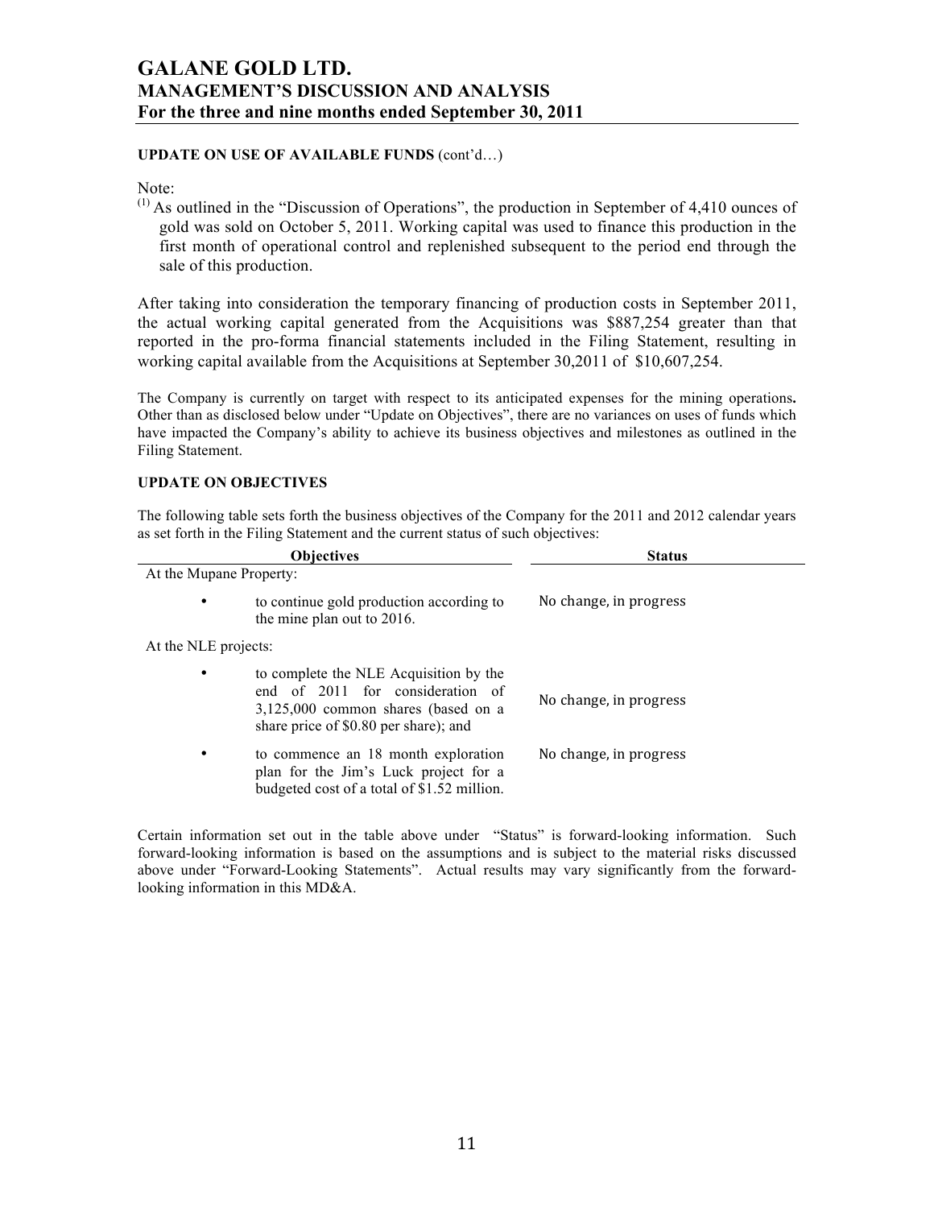**UPDATE ON USE OF AVAILABLE FUNDS** (cont'd…)

Note:

(1) As outlined in the "Discussion of Operations", the production in September of 4,410 ounces of gold was sold on October 5, 2011. Working capital was used to finance this production in the first month of operational control and replenished subsequent to the period end through the sale of this production.

After taking into consideration the temporary financing of production costs in September 2011, the actual working capital generated from the Acquisitions was $887,254 greater than that reported in the pro-forma financial statements included in the Filing Statement, resulting in working capital available from the Acquisitions at September 30,2011 of $10,607,254.

The Company is currently on target with respect to its anticipated expenses for the mining operations**.** Other than as disclosed below under "Update on Objectives", there are no variances on uses of funds which have impacted the Company's ability to achieve its business objectives and milestones as outlined in the Filing Statement.

**UPDATE ON OBJECTIVES**

The following table sets forth the business objectives of the Company for the 2011 and 2012 calendar years as set forth in the Filing Statement and the current status of such objectives:

| Objectives | Status |
|---|---|
| At the Mupane Property: | |
| • to continue gold production according to the mine plan out to 2016. | No change, in progress |
| At the NLE projects: | |
| • to complete the NLE Acquisition by the end of 2011 for consideration of 3,125,000 common shares (based on a share price of $0.80 per share); and | No change, in progress |
| • to commence an 18 month exploration plan for the Jim's Luck project for a budgeted cost of a total of $1.52 million. | No change, in progress |

Certain information set out in the table above under "Status" is forward-looking information. Such forward-looking information is based on the assumptions and is subject to the material risks discussed above under "Forward-Looking Statements". Actual results may vary significantly from the forward-looking information in this MD&A.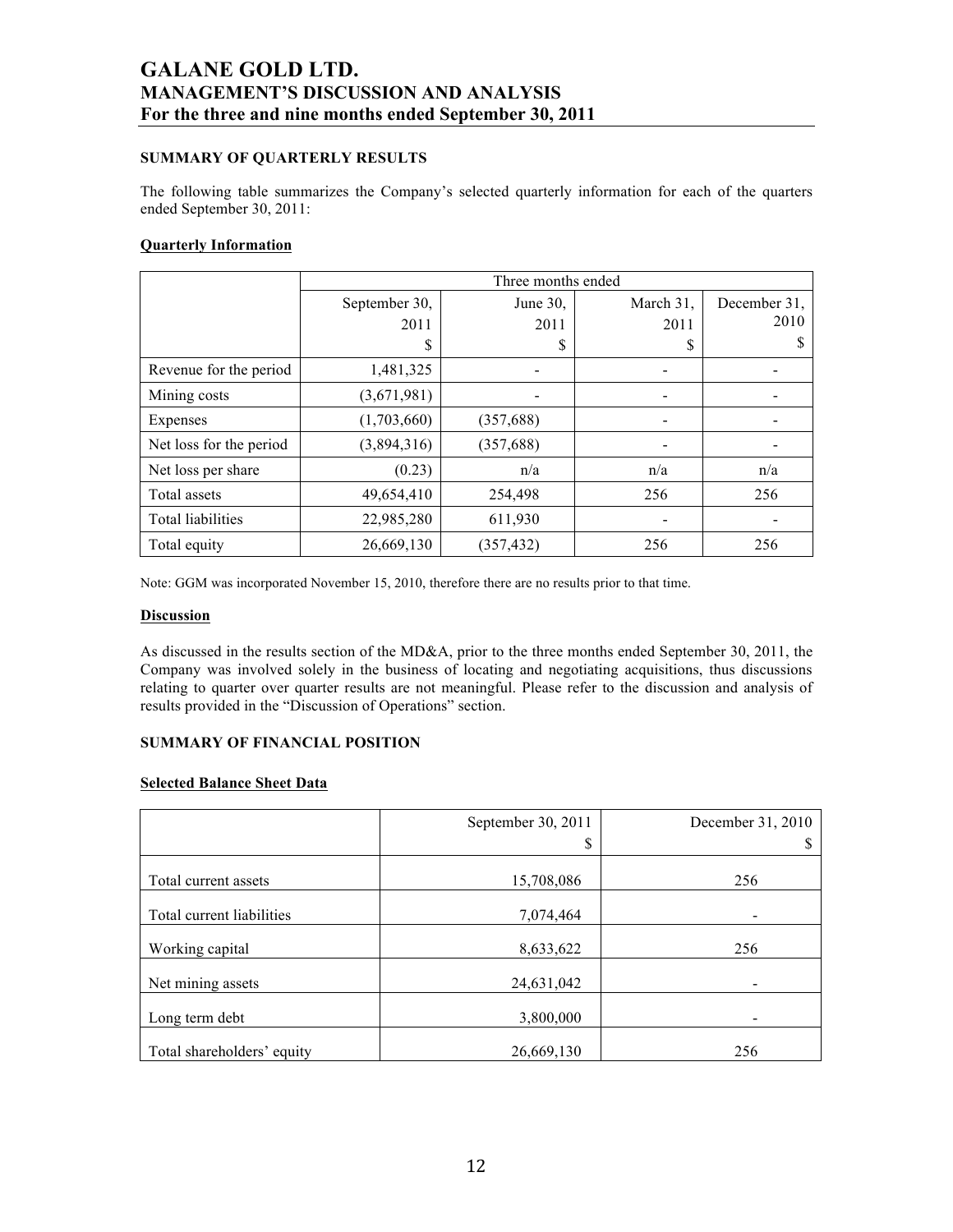## SUMMARY OF QUARTERLY RESULTS

The following table summarizes the Company's selected quarterly information for each of the quarters ended September 30, 2011:

**Quarterly Information**

| | Three months ended | | | |
|---|---|---|---|---|
| | September 30, 2011 $ | June 30, 2011 $ | March 31, 2011 $ | December 31, 2010 $ |
| Revenue for the period | 1,481,325 | - | - | - |
| Mining costs | (3,671,981) | - | - | - |
| Expenses | (1,703,660) | (357,688) | - | - |
| Net loss for the period | (3,894,316) | (357,688) | - | - |
| Net loss per share | (0.23) | n/a | n/a | n/a |
| Total assets | 49,654,410 | 254,498 | 256 | 256 |
| Total liabilities | 22,985,280 | 611,930 | - | - |
| Total equity | 26,669,130 | (357,432) | 256 | 256 |

Note: GGM was incorporated November 15, 2010, therefore there are no results prior to that time.

**Discussion**

As discussed in the results section of the MD&A, prior to the three months ended September 30, 2011, the Company was involved solely in the business of locating and negotiating acquisitions, thus discussions relating to quarter over quarter results are not meaningful. Please refer to the discussion and analysis of results provided in the "Discussion of Operations" section.

## SUMMARY OF FINANCIAL POSITION

**Selected Balance Sheet Data**

| | September 30, 2011 $ | December 31, 2010 $ |
|---|---|---|
| Total current assets | 15,708,086 | 256 |
| Total current liabilities | 7,074,464 | - |
| Working capital | 8,633,622 | 256 |
| Net mining assets | 24,631,042 | - |
| Long term debt | 3,800,000 | - |
| Total shareholders' equity | 26,669,130 | 256 |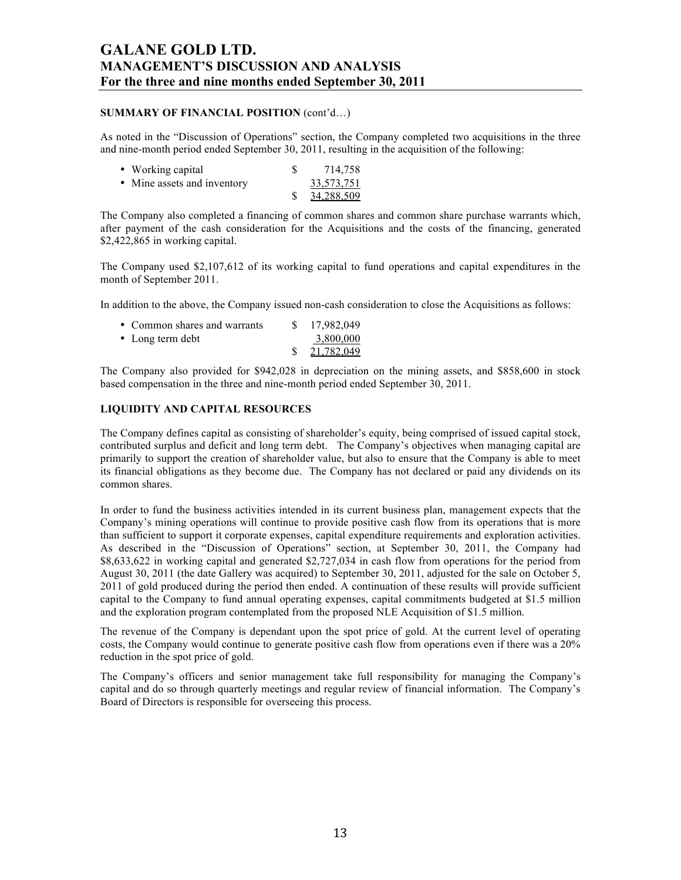**SUMMARY OF FINANCIAL POSITION** (cont'd…)

As noted in the "Discussion of Operations" section, the Company completed two acquisitions in the three and nine-month period ended September 30, 2011, resulting in the acquisition of the following:

| | | |
|---|---|---|
| • Working capital | $ | 714,758 |
| • Mine assets and inventory | | 33,573,751 |
| | $ | 34,288,509 |

The Company also completed a financing of common shares and common share purchase warrants which, after payment of the cash consideration for the Acquisitions and the costs of the financing, generated $2,422,865 in working capital.

The Company used $2,107,612 of its working capital to fund operations and capital expenditures in the month of September 2011.

In addition to the above, the Company issued non-cash consideration to close the Acquisitions as follows:

| | | |
|---|---|---|
| • Common shares and warrants | $ | 17,982,049 |
| • Long term debt | | 3,800,000 |
| | $ | 21,782,049 |

The Company also provided for $942,028 in depreciation on the mining assets, and $858,600 in stock based compensation in the three and nine-month period ended September 30, 2011.

**LIQUIDITY AND CAPITAL RESOURCES**

The Company defines capital as consisting of shareholder's equity, being comprised of issued capital stock, contributed surplus and deficit and long term debt. The Company's objectives when managing capital are primarily to support the creation of shareholder value, but also to ensure that the Company is able to meet its financial obligations as they become due. The Company has not declared or paid any dividends on its common shares.

In order to fund the business activities intended in its current business plan, management expects that the Company's mining operations will continue to provide positive cash flow from its operations that is more than sufficient to support it corporate expenses, capital expenditure requirements and exploration activities. As described in the "Discussion of Operations" section, at September 30, 2011, the Company had $8,633,622 in working capital and generated $2,727,034 in cash flow from operations for the period from August 30, 2011 (the date Gallery was acquired) to September 30, 2011, adjusted for the sale on October 5, 2011 of gold produced during the period then ended. A continuation of these results will provide sufficient capital to the Company to fund annual operating expenses, capital commitments budgeted at $1.5 million and the exploration program contemplated from the proposed NLE Acquisition of $1.5 million.

The revenue of the Company is dependant upon the spot price of gold. At the current level of operating costs, the Company would continue to generate positive cash flow from operations even if there was a 20% reduction in the spot price of gold.

The Company's officers and senior management take full responsibility for managing the Company's capital and do so through quarterly meetings and regular review of financial information. The Company's Board of Directors is responsible for overseeing this process.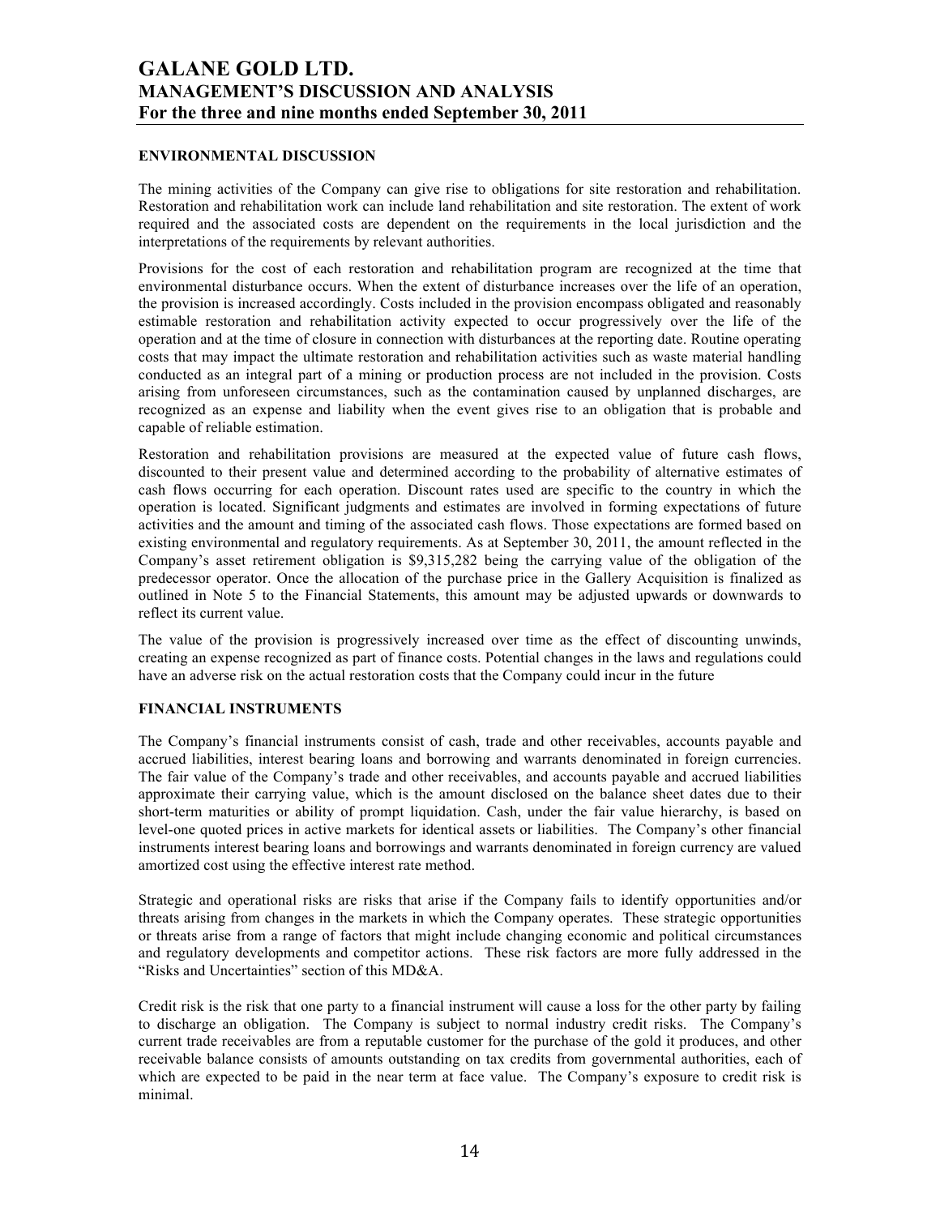## ENVIRONMENTAL DISCUSSION

The mining activities of the Company can give rise to obligations for site restoration and rehabilitation. Restoration and rehabilitation work can include land rehabilitation and site restoration. The extent of work required and the associated costs are dependent on the requirements in the local jurisdiction and the interpretations of the requirements by relevant authorities.

Provisions for the cost of each restoration and rehabilitation program are recognized at the time that environmental disturbance occurs. When the extent of disturbance increases over the life of an operation, the provision is increased accordingly. Costs included in the provision encompass obligated and reasonably estimable restoration and rehabilitation activity expected to occur progressively over the life of the operation and at the time of closure in connection with disturbances at the reporting date. Routine operating costs that may impact the ultimate restoration and rehabilitation activities such as waste material handling conducted as an integral part of a mining or production process are not included in the provision. Costs arising from unforeseen circumstances, such as the contamination caused by unplanned discharges, are recognized as an expense and liability when the event gives rise to an obligation that is probable and capable of reliable estimation.

Restoration and rehabilitation provisions are measured at the expected value of future cash flows, discounted to their present value and determined according to the probability of alternative estimates of cash flows occurring for each operation. Discount rates used are specific to the country in which the operation is located. Significant judgments and estimates are involved in forming expectations of future activities and the amount and timing of the associated cash flows. Those expectations are formed based on existing environmental and regulatory requirements. As at September 30, 2011, the amount reflected in the Company's asset retirement obligation is $9,315,282 being the carrying value of the obligation of the predecessor operator. Once the allocation of the purchase price in the Gallery Acquisition is finalized as outlined in Note 5 to the Financial Statements, this amount may be adjusted upwards or downwards to reflect its current value.

The value of the provision is progressively increased over time as the effect of discounting unwinds, creating an expense recognized as part of finance costs. Potential changes in the laws and regulations could have an adverse risk on the actual restoration costs that the Company could incur in the future

## FINANCIAL INSTRUMENTS

The Company's financial instruments consist of cash, trade and other receivables, accounts payable and accrued liabilities, interest bearing loans and borrowing and warrants denominated in foreign currencies. The fair value of the Company's trade and other receivables, and accounts payable and accrued liabilities approximate their carrying value, which is the amount disclosed on the balance sheet dates due to their short-term maturities or ability of prompt liquidation. Cash, under the fair value hierarchy, is based on level-one quoted prices in active markets for identical assets or liabilities. The Company's other financial instruments interest bearing loans and borrowings and warrants denominated in foreign currency are valued amortized cost using the effective interest rate method.

Strategic and operational risks are risks that arise if the Company fails to identify opportunities and/or threats arising from changes in the markets in which the Company operates. These strategic opportunities or threats arise from a range of factors that might include changing economic and political circumstances and regulatory developments and competitor actions. These risk factors are more fully addressed in the "Risks and Uncertainties" section of this MD&A.

Credit risk is the risk that one party to a financial instrument will cause a loss for the other party by failing to discharge an obligation. The Company is subject to normal industry credit risks. The Company's current trade receivables are from a reputable customer for the purchase of the gold it produces, and other receivable balance consists of amounts outstanding on tax credits from governmental authorities, each of which are expected to be paid in the near term at face value. The Company's exposure to credit risk is minimal.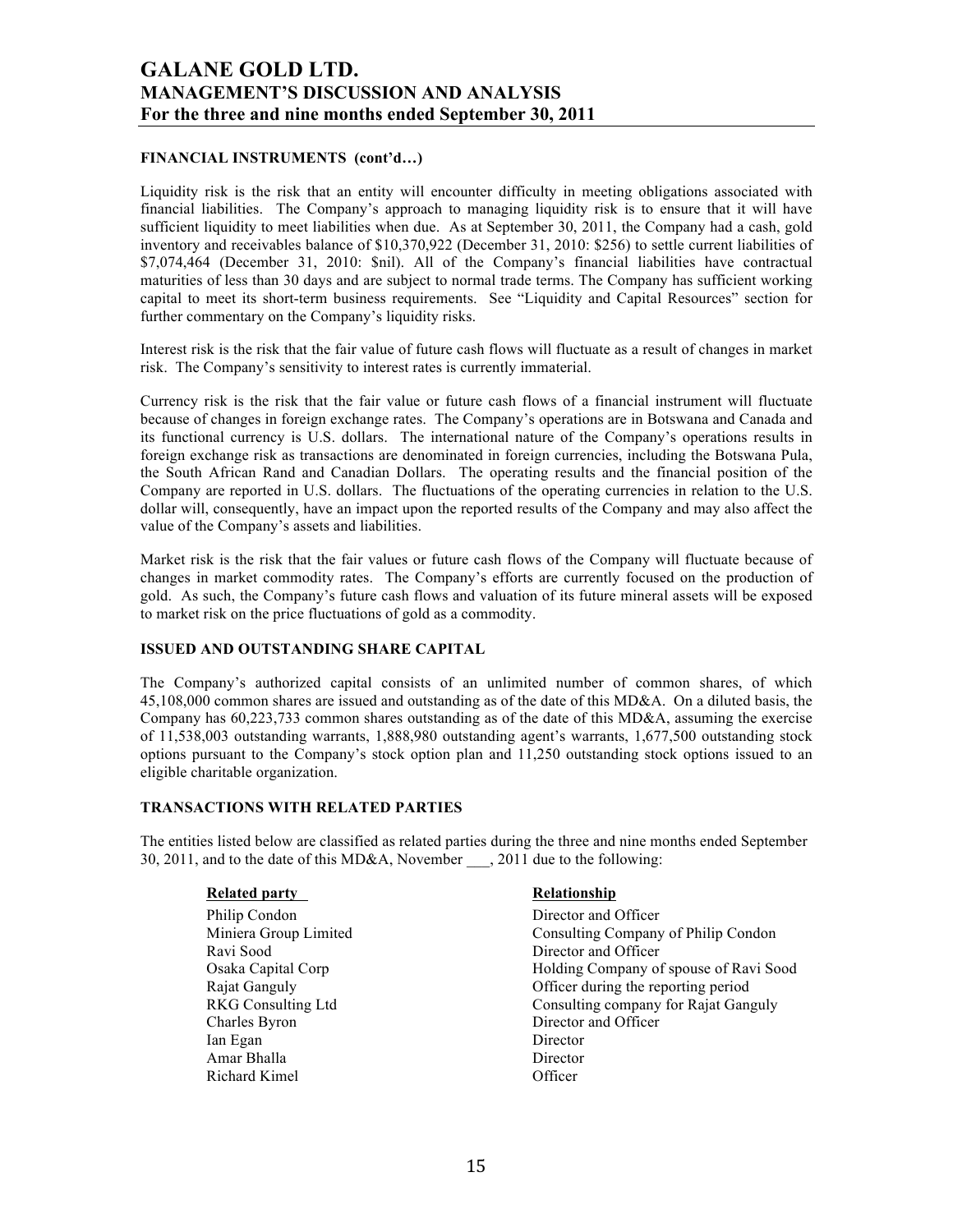#### FINANCIAL INSTRUMENTS (cont'd…)

Liquidity risk is the risk that an entity will encounter difficulty in meeting obligations associated with financial liabilities. The Company's approach to managing liquidity risk is to ensure that it will have sufficient liquidity to meet liabilities when due. As at September 30, 2011, the Company had a cash, gold inventory and receivables balance of $10,370,922 (December 31, 2010: $256) to settle current liabilities of $7,074,464 (December 31, 2010: $nil). All of the Company's financial liabilities have contractual maturities of less than 30 days and are subject to normal trade terms. The Company has sufficient working capital to meet its short-term business requirements. See "Liquidity and Capital Resources" section for further commentary on the Company's liquidity risks.

Interest risk is the risk that the fair value of future cash flows will fluctuate as a result of changes in market risk. The Company's sensitivity to interest rates is currently immaterial.

Currency risk is the risk that the fair value or future cash flows of a financial instrument will fluctuate because of changes in foreign exchange rates. The Company's operations are in Botswana and Canada and its functional currency is U.S. dollars. The international nature of the Company's operations results in foreign exchange risk as transactions are denominated in foreign currencies, including the Botswana Pula, the South African Rand and Canadian Dollars. The operating results and the financial position of the Company are reported in U.S. dollars. The fluctuations of the operating currencies in relation to the U.S. dollar will, consequently, have an impact upon the reported results of the Company and may also affect the value of the Company's assets and liabilities.

Market risk is the risk that the fair values or future cash flows of the Company will fluctuate because of changes in market commodity rates. The Company's efforts are currently focused on the production of gold. As such, the Company's future cash flows and valuation of its future mineral assets will be exposed to market risk on the price fluctuations of gold as a commodity.

#### ISSUED AND OUTSTANDING SHARE CAPITAL

The Company's authorized capital consists of an unlimited number of common shares, of which 45,108,000 common shares are issued and outstanding as of the date of this MD&A. On a diluted basis, the Company has 60,223,733 common shares outstanding as of the date of this MD&A, assuming the exercise of 11,538,003 outstanding warrants, 1,888,980 outstanding agent's warrants, 1,677,500 outstanding stock options pursuant to the Company's stock option plan and 11,250 outstanding stock options issued to an eligible charitable organization.

#### TRANSACTIONS WITH RELATED PARTIES

The entities listed below are classified as related parties during the three and nine months ended September 30, 2011, and to the date of this MD&A, November ___, 2011 due to the following:

| **Related party** | **Relationship** |
|---|---|
| Philip Condon | Director and Officer |
| Miniera Group Limited | Consulting Company of Philip Condon |
| Ravi Sood | Director and Officer |
| Osaka Capital Corp | Holding Company of spouse of Ravi Sood |
| Rajat Ganguly | Officer during the reporting period |
| RKG Consulting Ltd | Consulting company for Rajat Ganguly |
| Charles Byron | Director and Officer |
| Ian Egan | Director |
| Amar Bhalla | Director |
| Richard Kimel | Officer |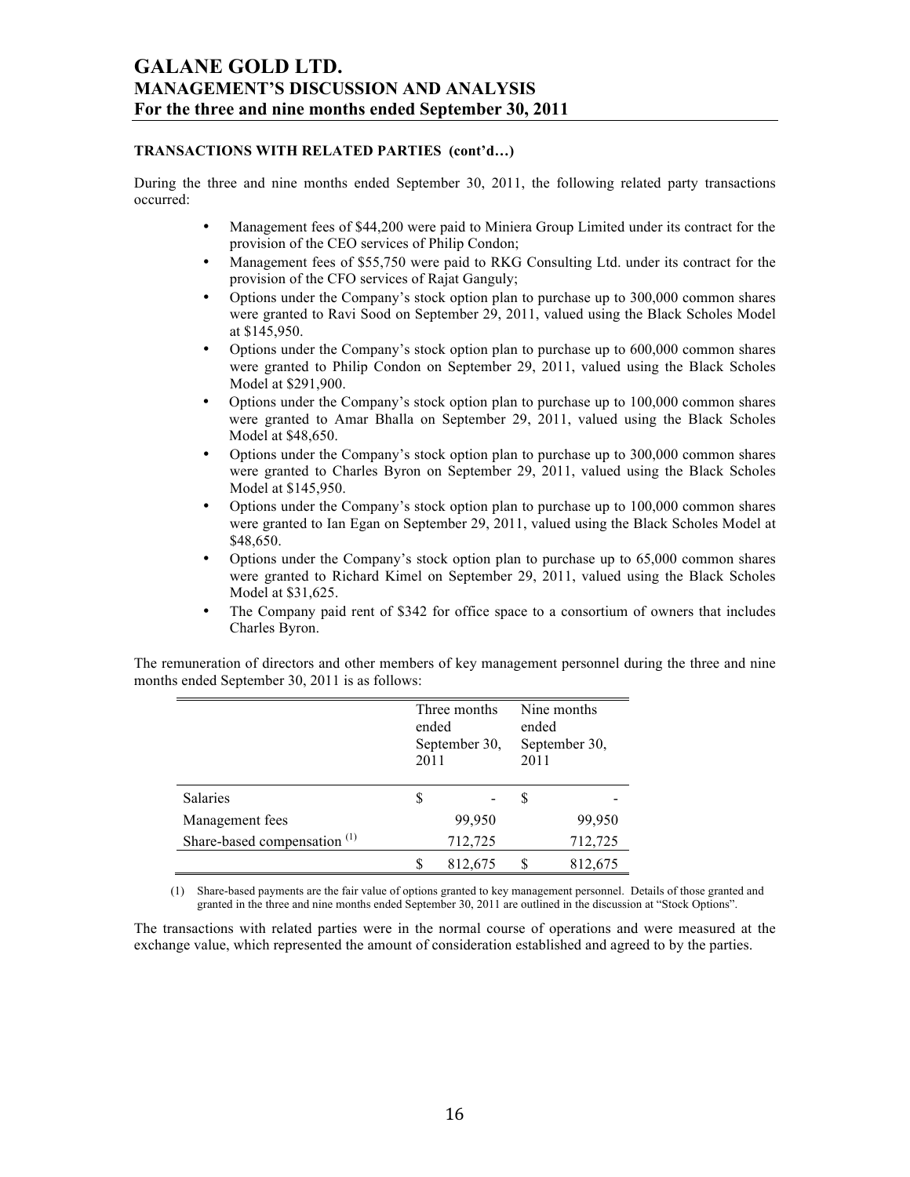**TRANSACTIONS WITH RELATED PARTIES (cont'd…)**

During the three and nine months ended September 30, 2011, the following related party transactions occurred:

- Management fees of $44,200 were paid to Miniera Group Limited under its contract for the provision of the CEO services of Philip Condon;
- Management fees of $55,750 were paid to RKG Consulting Ltd. under its contract for the provision of the CFO services of Rajat Ganguly;
- Options under the Company's stock option plan to purchase up to 300,000 common shares were granted to Ravi Sood on September 29, 2011, valued using the Black Scholes Model at $145,950.
- Options under the Company's stock option plan to purchase up to 600,000 common shares were granted to Philip Condon on September 29, 2011, valued using the Black Scholes Model at $291,900.
- Options under the Company's stock option plan to purchase up to 100,000 common shares were granted to Amar Bhalla on September 29, 2011, valued using the Black Scholes Model at $48,650.
- Options under the Company's stock option plan to purchase up to 300,000 common shares were granted to Charles Byron on September 29, 2011, valued using the Black Scholes Model at $145,950.
- Options under the Company's stock option plan to purchase up to 100,000 common shares were granted to Ian Egan on September 29, 2011, valued using the Black Scholes Model at $48,650.
- Options under the Company's stock option plan to purchase up to 65,000 common shares were granted to Richard Kimel on September 29, 2011, valued using the Black Scholes Model at $31,625.
- The Company paid rent of $342 for office space to a consortium of owners that includes Charles Byron.

The remuneration of directors and other members of key management personnel during the three and nine months ended September 30, 2011 is as follows:

| | Three months ended September 30, 2011 | Nine months ended September 30, 2011 |
|---|---|---|
| Salaries | $ - | $ - |
| Management fees | 99,950 | 99,950 |
| Share-based compensation [(1)] | 712,725 | 712,725 |
| | $ 812,675 | $ 812,675 |

(1) Share-based payments are the fair value of options granted to key management personnel. Details of those granted and granted in the three and nine months ended September 30, 2011 are outlined in the discussion at "Stock Options".

The transactions with related parties were in the normal course of operations and were measured at the exchange value, which represented the amount of consideration established and agreed to by the parties.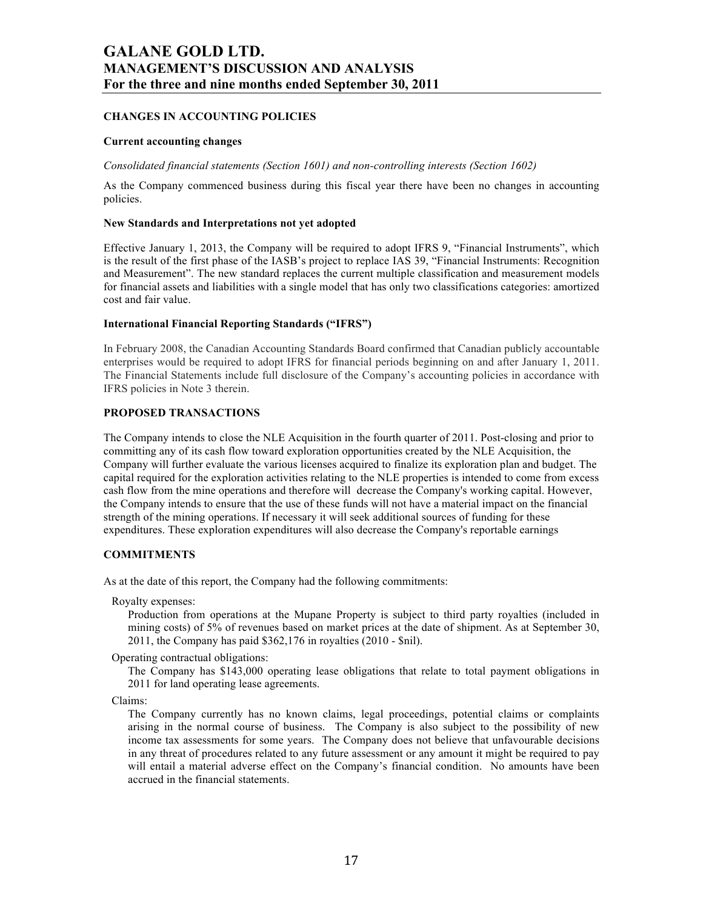## CHANGES IN ACCOUNTING POLICIES

### Current accounting changes

*Consolidated financial statements (Section 1601) and non-controlling interests (Section 1602)*

As the Company commenced business during this fiscal year there have been no changes in accounting policies.

### New Standards and Interpretations not yet adopted

Effective January 1, 2013, the Company will be required to adopt IFRS 9, "Financial Instruments", which is the result of the first phase of the IASB's project to replace IAS 39, "Financial Instruments: Recognition and Measurement". The new standard replaces the current multiple classification and measurement models for financial assets and liabilities with a single model that has only two classifications categories: amortized cost and fair value.

### International Financial Reporting Standards ("IFRS")

In February 2008, the Canadian Accounting Standards Board confirmed that Canadian publicly accountable enterprises would be required to adopt IFRS for financial periods beginning on and after January 1, 2011. The Financial Statements include full disclosure of the Company's accounting policies in accordance with IFRS policies in Note 3 therein.

## PROPOSED TRANSACTIONS

The Company intends to close the NLE Acquisition in the fourth quarter of 2011. Post-closing and prior to committing any of its cash flow toward exploration opportunities created by the NLE Acquisition, the Company will further evaluate the various licenses acquired to finalize its exploration plan and budget. The capital required for the exploration activities relating to the NLE properties is intended to come from excess cash flow from the mine operations and therefore will decrease the Company's working capital. However, the Company intends to ensure that the use of these funds will not have a material impact on the financial strength of the mining operations. If necessary it will seek additional sources of funding for these expenditures. These exploration expenditures will also decrease the Company's reportable earnings

## COMMITMENTS

As at the date of this report, the Company had the following commitments:

Royalty expenses:

Production from operations at the Mupane Property is subject to third party royalties (included in mining costs) of 5% of revenues based on market prices at the date of shipment. As at September 30, 2011, the Company has paid $362,176 in royalties (2010 - $nil).

Operating contractual obligations:

The Company has $143,000 operating lease obligations that relate to total payment obligations in 2011 for land operating lease agreements.

Claims:

The Company currently has no known claims, legal proceedings, potential claims or complaints arising in the normal course of business. The Company is also subject to the possibility of new income tax assessments for some years. The Company does not believe that unfavourable decisions in any threat of procedures related to any future assessment or any amount it might be required to pay will entail a material adverse effect on the Company's financial condition. No amounts have been accrued in the financial statements.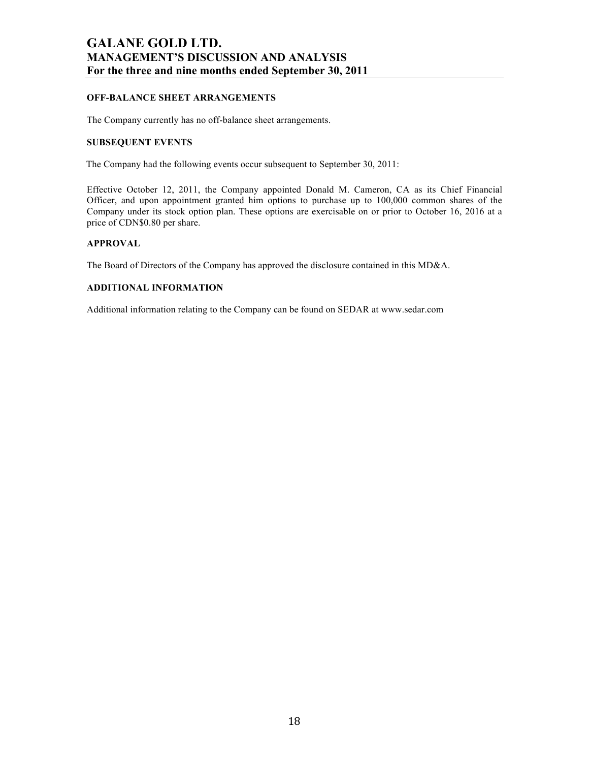## OFF-BALANCE SHEET ARRANGEMENTS

The Company currently has no off-balance sheet arrangements.

## SUBSEQUENT EVENTS

The Company had the following events occur subsequent to September 30, 2011:

Effective October 12, 2011, the Company appointed Donald M. Cameron, CA as its Chief Financial Officer, and upon appointment granted him options to purchase up to 100,000 common shares of the Company under its stock option plan. These options are exercisable on or prior to October 16, 2016 at a price of CDN$0.80 per share.

## APPROVAL

The Board of Directors of the Company has approved the disclosure contained in this MD&A.

## ADDITIONAL INFORMATION

Additional information relating to the Company can be found on SEDAR at www.sedar.com